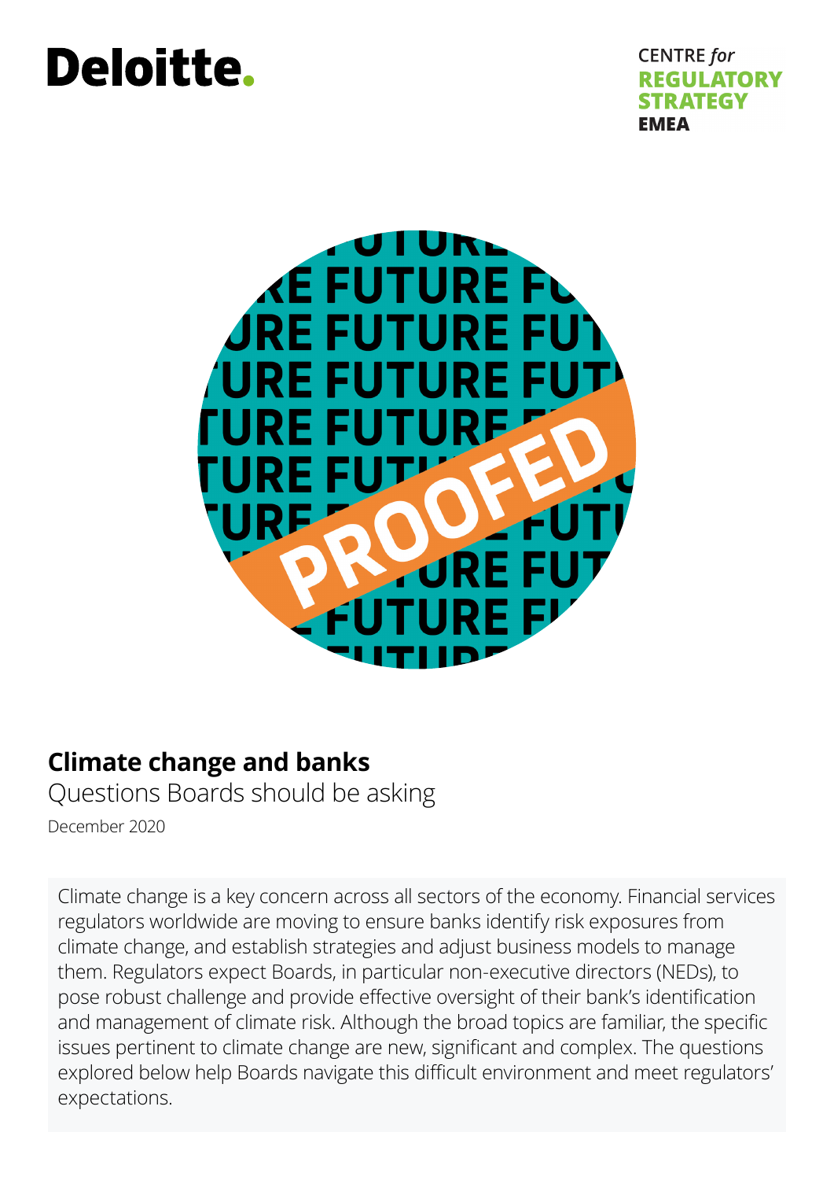Deloitte.

CENTRE *for* REGULATORY STRATEGY EMEA

# Climate change and banks

Questions Boards should be asking

December 2020

Climate change is a key concern across all sectors of the economy. Financial services regulators worldwide are moving to ensure banks identify risk exposures from climate change, and establish strategies and adjust business models to manage them. Regulators expect Boards, in particular non-executive directors (NEDs), to pose robust challenge and provide effective oversight of their bank's identification and management of climate risk. Although the broad topics are familiar, the specific issues pertinent to climate change are new, significant and complex. The questions explored below help Boards navigate this difficult environment and meet regulators' expectations.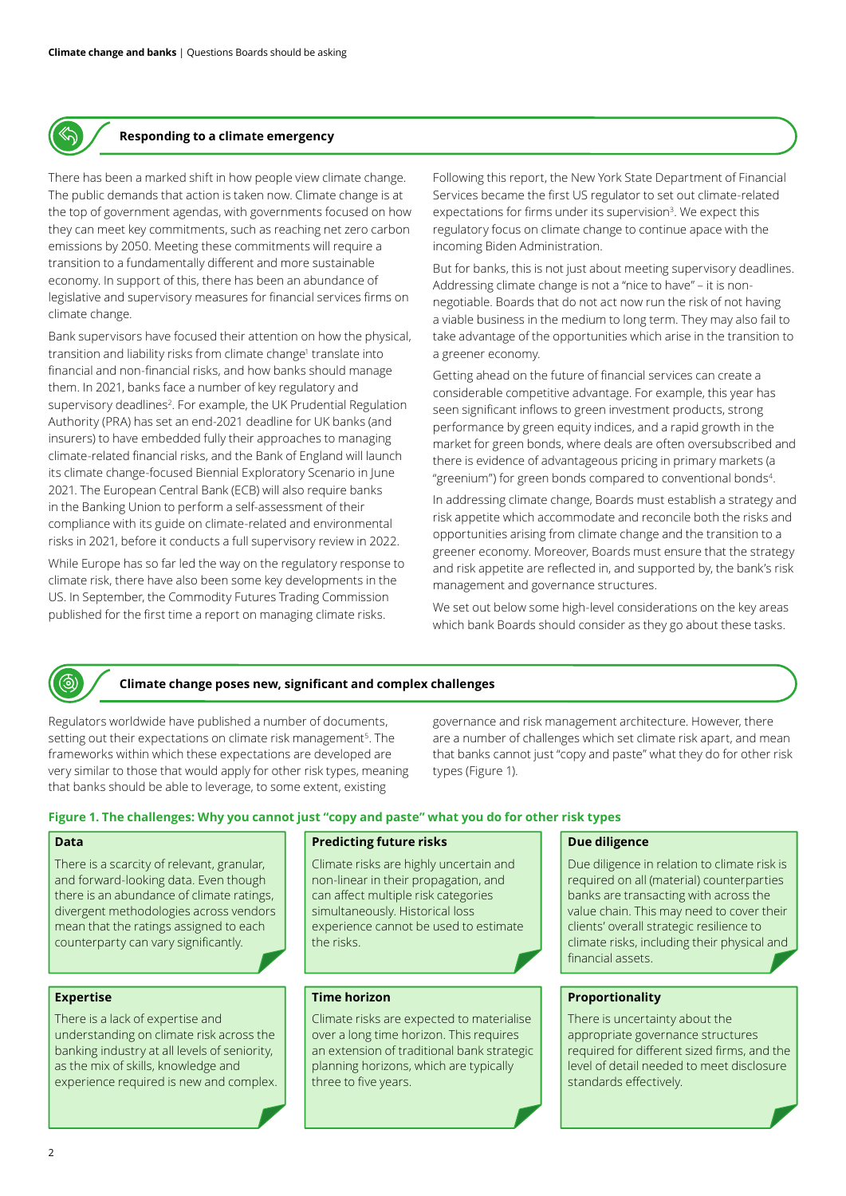## Responding to a climate emergency

There has been a marked shift in how people view climate change. The public demands that action is taken now. Climate change is at the top of government agendas, with governments focused on how they can meet key commitments, such as reaching net zero carbon emissions by 2050. Meeting these commitments will require a transition to a fundamentally different and more sustainable economy. In support of this, there has been an abundance of legislative and supervisory measures for financial services firms on climate change.

Bank supervisors have focused their attention on how the physical, transition and liability risks from climate change[1] translate into financial and non-financial risks, and how banks should manage them. In 2021, banks face a number of key regulatory and supervisory deadlines[2]. For example, the UK Prudential Regulation Authority (PRA) has set an end-2021 deadline for UK banks (and insurers) to have embedded fully their approaches to managing climate-related financial risks, and the Bank of England will launch its climate change-focused Biennial Exploratory Scenario in June 2021. The European Central Bank (ECB) will also require banks in the Banking Union to perform a self-assessment of their compliance with its guide on climate-related and environmental risks in 2021, before it conducts a full supervisory review in 2022.

While Europe has so far led the way on the regulatory response to climate risk, there have also been some key developments in the US. In September, the Commodity Futures Trading Commission published for the first time a report on managing climate risks. Following this report, the New York State Department of Financial Services became the first US regulator to set out climate-related expectations for firms under its supervision[3]. We expect this regulatory focus on climate change to continue apace with the incoming Biden Administration.

But for banks, this is not just about meeting supervisory deadlines. Addressing climate change is not a "nice to have" – it is non-negotiable. Boards that do not act now run the risk of not having a viable business in the medium to long term. They may also fail to take advantage of the opportunities which arise in the transition to a greener economy.

Getting ahead on the future of financial services can create a considerable competitive advantage. For example, this year has seen significant inflows to green investment products, strong performance by green equity indices, and a rapid growth in the market for green bonds, where deals are often oversubscribed and there is evidence of advantageous pricing in primary markets (a "greenium") for green bonds compared to conventional bonds[4].

In addressing climate change, Boards must establish a strategy and risk appetite which accommodate and reconcile both the risks and opportunities arising from climate change and the transition to a greener economy. Moreover, Boards must ensure that the strategy and risk appetite are reflected in, and supported by, the bank's risk management and governance structures.

We set out below some high-level considerations on the key areas which bank Boards should consider as they go about these tasks.

## Climate change poses new, significant and complex challenges

Regulators worldwide have published a number of documents, setting out their expectations on climate risk management[5]. The frameworks within which these expectations are developed are very similar to those that would apply for other risk types, meaning that banks should be able to leverage, to some extent, existing governance and risk management architecture. However, there are a number of challenges which set climate risk apart, and mean that banks cannot just "copy and paste" what they do for other risk types (Figure 1).

**Figure 1. The challenges: Why you cannot just "copy and paste" what you do for other risk types**

**Data**
There is a scarcity of relevant, granular, and forward-looking data. Even though there is an abundance of climate ratings, divergent methodologies across vendors mean that the ratings assigned to each counterparty can vary significantly.

**Predicting future risks**
Climate risks are highly uncertain and non-linear in their propagation, and can affect multiple risk categories simultaneously. Historical loss experience cannot be used to estimate the risks.

**Due diligence**
Due diligence in relation to climate risk is required on all (material) counterparties banks are transacting with across the value chain. This may need to cover their clients' overall strategic resilience to climate risks, including their physical and financial assets.

**Expertise**
There is a lack of expertise and understanding on climate risk across the banking industry at all levels of seniority, as the mix of skills, knowledge and experience required is new and complex.

**Time horizon**
Climate risks are expected to materialise over a long time horizon. This requires an extension of traditional bank strategic planning horizons, which are typically three to five years.

**Proportionality**
There is uncertainty about the appropriate governance structures required for different sized firms, and the level of detail needed to meet disclosure standards effectively.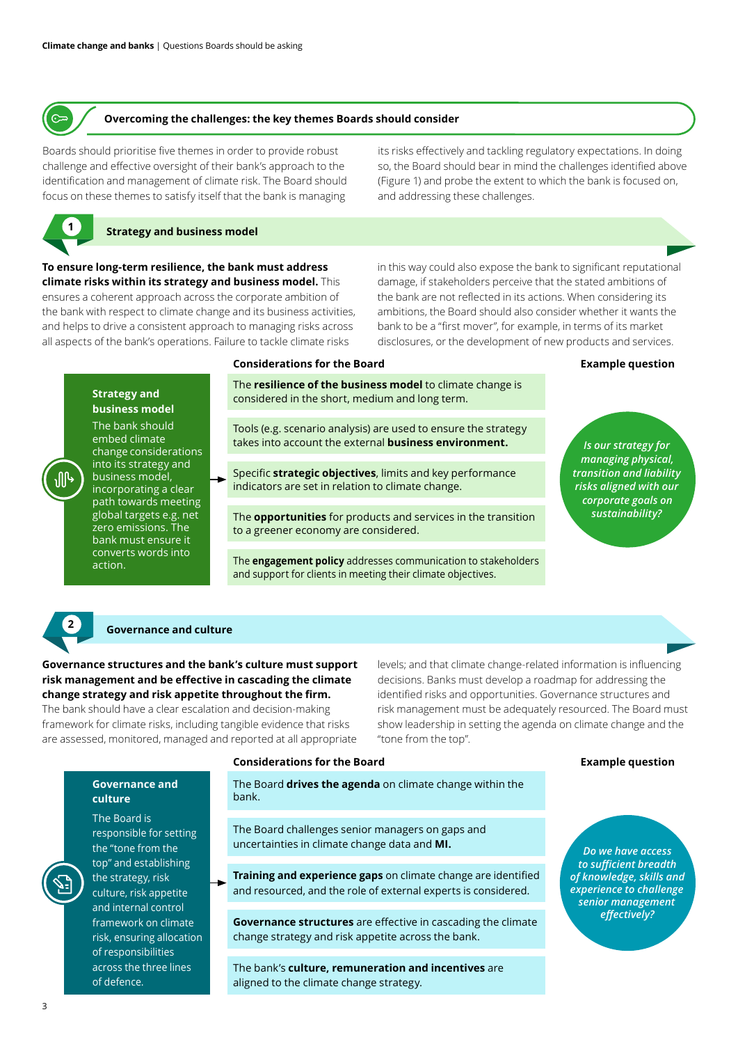## Overcoming the challenges: the key themes Boards should consider

Boards should prioritise five themes in order to provide robust challenge and effective oversight of their bank's approach to the identification and management of climate risk. The Board should focus on these themes to satisfy itself that the bank is managing its risks effectively and tackling regulatory expectations. In doing so, the Board should bear in mind the challenges identified above (Figure 1) and probe the extent to which the bank is focused on, and addressing these challenges.

### 1 Strategy and business model

**To ensure long-term resilience, the bank must address climate risks within its strategy and business model.** This ensures a coherent approach across the corporate ambition of the bank with respect to climate change and its business activities, and helps to drive a consistent approach to managing risks across all aspects of the bank's operations. Failure to tackle climate risks in this way could also expose the bank to significant reputational damage, if stakeholders perceive that the stated ambitions of the bank are not reflected in its actions. When considering its ambitions, the Board should also consider whether it wants the bank to be a "first mover", for example, in terms of its market disclosures, or the development of new products and services.

**Strategy and business model**

The bank should embed climate change considerations into its strategy and business model, incorporating a clear path towards meeting global targets e.g. net zero emissions. The bank must ensure it converts words into action.

**Considerations for the Board**

- The **resilience of the business model** to climate change is considered in the short, medium and long term.
- Tools (e.g. scenario analysis) are used to ensure the strategy takes into account the external **business environment.**
- Specific **strategic objectives**, limits and key performance indicators are set in relation to climate change.
- The **opportunities** for products and services in the transition to a greener economy are considered.
- The **engagement policy** addresses communication to stakeholders and support for clients in meeting their climate objectives.

**Example question**

*Is our strategy for managing physical, transition and liability risks aligned with our corporate goals on sustainability?*

### 2 Governance and culture

**Governance structures and the bank's culture must support risk management and be effective in cascading the climate change strategy and risk appetite throughout the firm.** The bank should have a clear escalation and decision-making framework for climate risks, including tangible evidence that risks are assessed, monitored, managed and reported at all appropriate levels; and that climate change-related information is influencing decisions. Banks must develop a roadmap for addressing the identified risks and opportunities. Governance structures and risk management must be adequately resourced. The Board must show leadership in setting the agenda on climate change and the "tone from the top".

**Governance and culture**

The Board is responsible for setting the "tone from the top" and establishing the strategy, risk culture, risk appetite and internal control framework on climate risk, ensuring allocation of responsibilities across the three lines of defence.

**Considerations for the Board**

- The Board **drives the agenda** on climate change within the bank.
- The Board challenges senior managers on gaps and uncertainties in climate change data and **MI.**
- **Training and experience gaps** on climate change are identified and resourced, and the role of external experts is considered.
- **Governance structures** are effective in cascading the climate change strategy and risk appetite across the bank.
- The bank's **culture, remuneration and incentives** are aligned to the climate change strategy.

**Example question**

*Do we have access to sufficient breadth of knowledge, skills and experience to challenge senior management effectively?*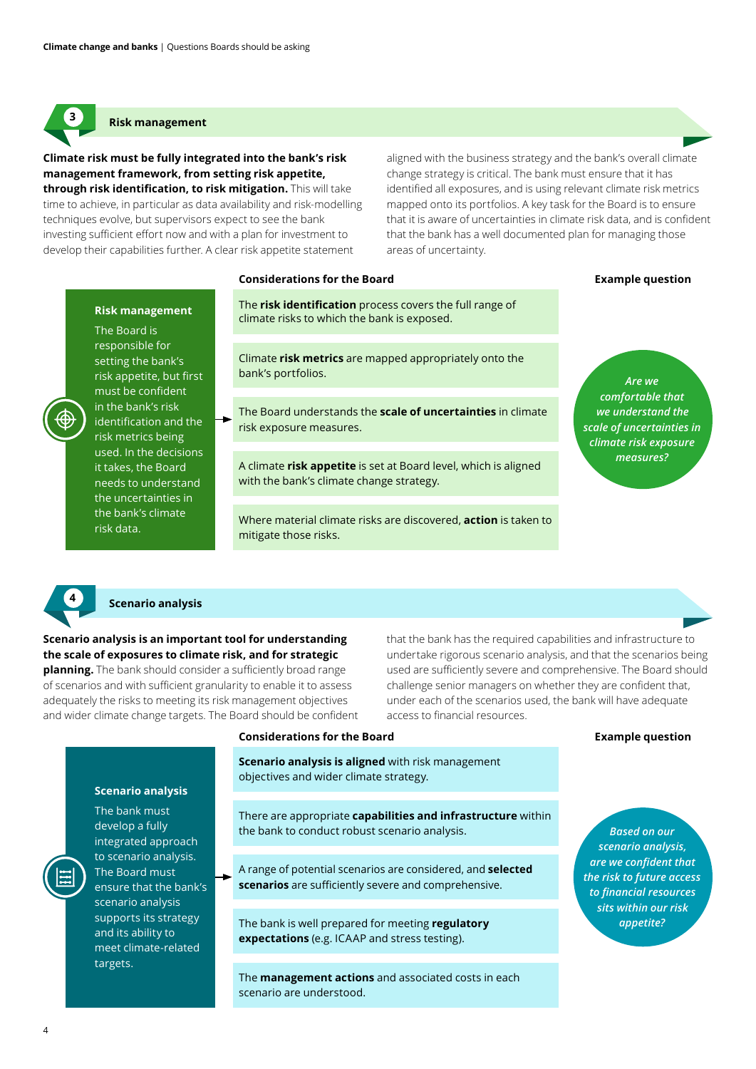## 3 Risk management

**Climate risk must be fully integrated into the bank's risk management framework, from setting risk appetite, through risk identification, to risk mitigation.** This will take time to achieve, in particular as data availability and risk-modelling techniques evolve, but supervisors expect to see the bank investing sufficient effort now and with a plan for investment to develop their capabilities further. A clear risk appetite statement aligned with the business strategy and the bank's overall climate change strategy is critical. The bank must ensure that it has identified all exposures, and is using relevant climate risk metrics mapped onto its portfolios. A key task for the Board is to ensure that it is aware of uncertainties in climate risk data, and is confident that the bank has a well documented plan for managing those areas of uncertainty.

**Risk management**

The Board is responsible for setting the bank's risk appetite, but first must be confident in the bank's risk identification and the risk metrics being used. In the decisions it takes, the Board needs to understand the uncertainties in the bank's climate risk data.

**Considerations for the Board**

- The **risk identification** process covers the full range of climate risks to which the bank is exposed.
- Climate **risk metrics** are mapped appropriately onto the bank's portfolios.
- The Board understands the **scale of uncertainties** in climate risk exposure measures.
- A climate **risk appetite** is set at Board level, which is aligned with the bank's climate change strategy.
- Where material climate risks are discovered, **action** is taken to mitigate those risks.

**Example question**

*Are we comfortable that we understand the scale of uncertainties in climate risk exposure measures?*

## 4 Scenario analysis

**Scenario analysis is an important tool for understanding the scale of exposures to climate risk, and for strategic planning.** The bank should consider a sufficiently broad range of scenarios and with sufficient granularity to enable it to assess adequately the risks to meeting its risk management objectives and wider climate change targets. The Board should be confident that the bank has the required capabilities and infrastructure to undertake rigorous scenario analysis, and that the scenarios being used are sufficiently severe and comprehensive. The Board should challenge senior managers on whether they are confident that, under each of the scenarios used, the bank will have adequate access to financial resources.

**Scenario analysis**

The bank must develop a fully integrated approach to scenario analysis. The Board must ensure that the bank's scenario analysis supports its strategy and its ability to meet climate-related targets.

**Considerations for the Board**

- **Scenario analysis is aligned** with risk management objectives and wider climate strategy.
- There are appropriate **capabilities and infrastructure** within the bank to conduct robust scenario analysis.
- A range of potential scenarios are considered, and **selected scenarios** are sufficiently severe and comprehensive.
- The bank is well prepared for meeting **regulatory expectations** (e.g. ICAAP and stress testing).
- The **management actions** and associated costs in each scenario are understood.

**Example question**

*Based on our scenario analysis, are we confident that the risk to future access to financial resources sits within our risk appetite?*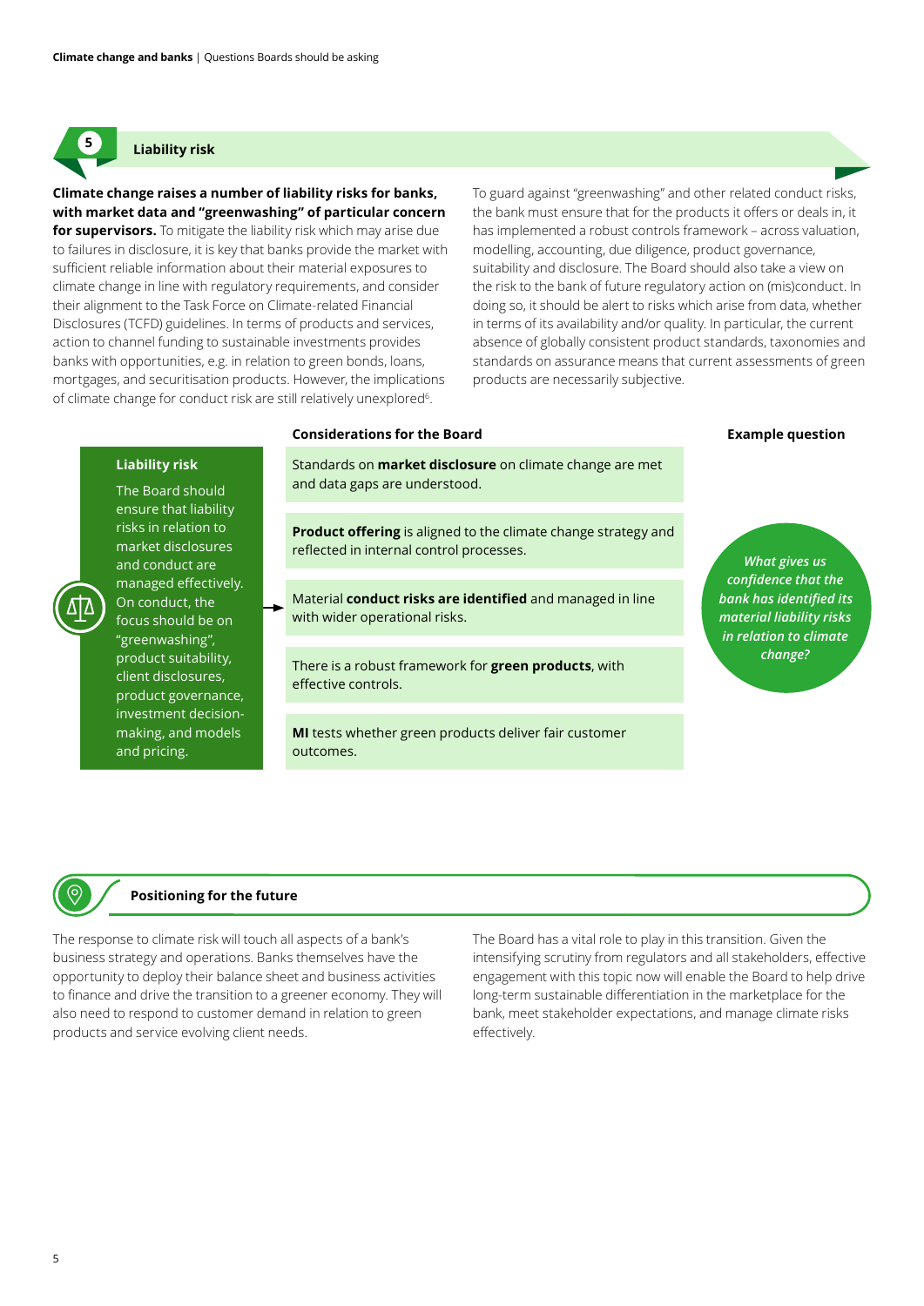## 5 Liability risk

**Climate change raises a number of liability risks for banks, with market data and "greenwashing" of particular concern for supervisors.** To mitigate the liability risk which may arise due to failures in disclosure, it is key that banks provide the market with sufficient reliable information about their material exposures to climate change in line with regulatory requirements, and consider their alignment to the Task Force on Climate-related Financial Disclosures (TCFD) guidelines. In terms of products and services, action to channel funding to sustainable investments provides banks with opportunities, e.g. in relation to green bonds, loans, mortgages, and securitisation products. However, the implications of climate change for conduct risk are still relatively unexplored[6].

To guard against "greenwashing" and other related conduct risks, the bank must ensure that for the products it offers or deals in, it has implemented a robust controls framework – across valuation, modelling, accounting, due diligence, product governance, suitability and disclosure. The Board should also take a view on the risk to the bank of future regulatory action on (mis)conduct. In doing so, it should be alert to risks which arise from data, whether in terms of its availability and/or quality. In particular, the current absence of globally consistent product standards, taxonomies and standards on assurance means that current assessments of green products are necessarily subjective.

**Liability risk**

The Board should ensure that liability risks in relation to market disclosures and conduct are managed effectively. On conduct, the focus should be on "greenwashing", product suitability, client disclosures, product governance, investment decision-making, and models and pricing.

**Considerations for the Board**

- Standards on **market disclosure** on climate change are met and data gaps are understood.
- **Product offering** is aligned to the climate change strategy and reflected in internal control processes.
- Material **conduct risks are identified** and managed in line with wider operational risks.
- There is a robust framework for **green products**, with effective controls.
- **MI** tests whether green products deliver fair customer outcomes.

**Example question**

*What gives us confidence that the bank has identified its material liability risks in relation to climate change?*

## Positioning for the future

The response to climate risk will touch all aspects of a bank's business strategy and operations. Banks themselves have the opportunity to deploy their balance sheet and business activities to finance and drive the transition to a greener economy. They will also need to respond to customer demand in relation to green products and service evolving client needs.

The Board has a vital role to play in this transition. Given the intensifying scrutiny from regulators and all stakeholders, effective engagement with this topic now will enable the Board to help drive long-term sustainable differentiation in the marketplace for the bank, meet stakeholder expectations, and manage climate risks effectively.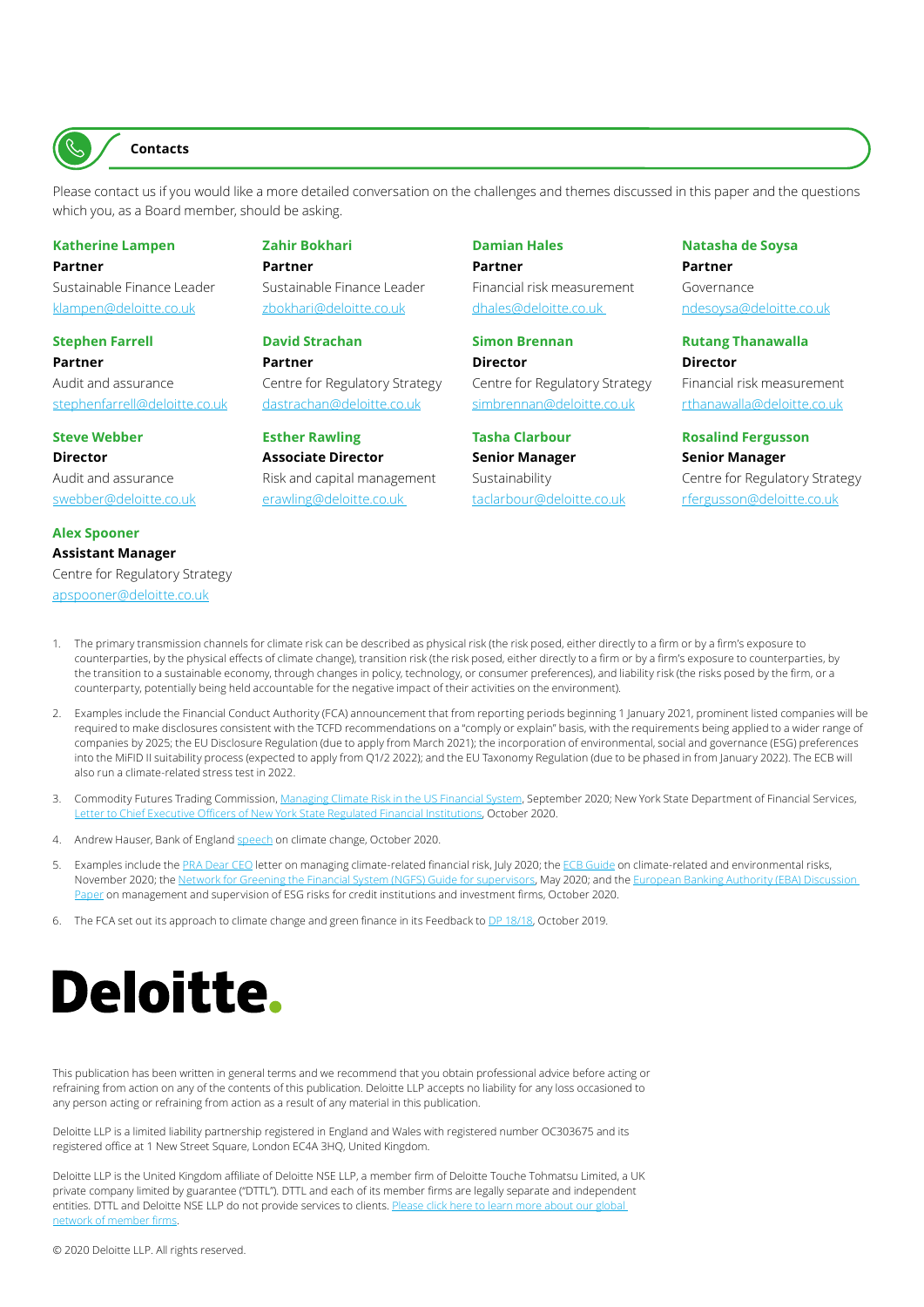## Contacts

Please contact us if you would like a more detailed conversation on the challenges and themes discussed in this paper and the questions which you, as a Board member, should be asking.

**Katherine Lampen**
**Partner**
Sustainable Finance Leader
klampen@deloitte.co.uk

**Zahir Bokhari**
**Partner**
Sustainable Finance Leader
zbokhari@deloitte.co.uk

**Damian Hales**
**Partner**
Financial risk measurement
dhales@deloitte.co.uk

**Natasha de Soysa**
**Partner**
Governance
ndesoysa@deloitte.co.uk

**Stephen Farrell**
**Partner**
Audit and assurance
stephenfarrell@deloitte.co.uk

**David Strachan**
**Partner**
Centre for Regulatory Strategy
dastrachan@deloitte.co.uk

**Simon Brennan**
**Director**
Centre for Regulatory Strategy
simbrennan@deloitte.co.uk

**Rutang Thanawalla**
**Director**
Financial risk measurement
rthanawalla@deloitte.co.uk

**Steve Webber**
**Director**
Audit and assurance
swebber@deloitte.co.uk

**Esther Rawling**
**Associate Director**
Risk and capital management
erawling@deloitte.co.uk

**Tasha Clarbour**
**Senior Manager**
Sustainability
taclarbour@deloitte.co.uk

**Rosalind Fergusson**
**Senior Manager**
Centre for Regulatory Strategy
rfergusson@deloitte.co.uk

**Alex Spooner**
**Assistant Manager**
Centre for Regulatory Strategy
apspooner@deloitte.co.uk

1. The primary transmission channels for climate risk can be described as physical risk (the risk posed, either directly to a firm or by a firm's exposure to counterparties, by the physical effects of climate change), transition risk (the risk posed, either directly to a firm or by a firm's exposure to counterparties, by the transition to a sustainable economy, through changes in policy, technology, or consumer preferences), and liability risk (the risks posed by the firm, or a counterparty, potentially being held accountable for the negative impact of their activities on the environment).
2. Examples include the Financial Conduct Authority (FCA) announcement that from reporting periods beginning 1 January 2021, prominent listed companies will be required to make disclosures consistent with the TCFD recommendations on a "comply or explain" basis, with the requirements being applied to a wider range of companies by 2025; the EU Disclosure Regulation (due to apply from March 2021); the incorporation of environmental, social and governance (ESG) preferences into the MiFID II suitability process (expected to apply from Q1/2 2022); and the EU Taxonomy Regulation (due to be phased in from January 2022). The ECB will also run a climate-related stress test in 2022.
3. Commodity Futures Trading Commission, Managing Climate Risk in the US Financial System, September 2020; New York State Department of Financial Services, Letter to Chief Executive Officers of New York State Regulated Financial Institutions, October 2020.
4. Andrew Hauser, Bank of England speech on climate change, October 2020.
5. Examples include the PRA Dear CEO letter on managing climate-related financial risk, July 2020; the ECB Guide on climate-related and environmental risks, November 2020; the Network for Greening the Financial System (NGFS) Guide for supervisors, May 2020; and the European Banking Authority (EBA) Discussion Paper on management and supervision of ESG risks for credit institutions and investment firms, October 2020.
6. The FCA set out its approach to climate change and green finance in its Feedback to DP 18/18, October 2019.

**Deloitte.**

This publication has been written in general terms and we recommend that you obtain professional advice before acting or refraining from action on any of the contents of this publication. Deloitte LLP accepts no liability for any loss occasioned to any person acting or refraining from action as a result of any material in this publication.

Deloitte LLP is a limited liability partnership registered in England and Wales with registered number OC303675 and its registered office at 1 New Street Square, London EC4A 3HQ, United Kingdom.

Deloitte LLP is the United Kingdom affiliate of Deloitte NSE LLP, a member firm of Deloitte Touche Tohmatsu Limited, a UK private company limited by guarantee ("DTTL"). DTTL and each of its member firms are legally separate and independent entities. DTTL and Deloitte NSE LLP do not provide services to clients. Please click here to learn more about our global network of member firms.

© 2020 Deloitte LLP. All rights reserved.